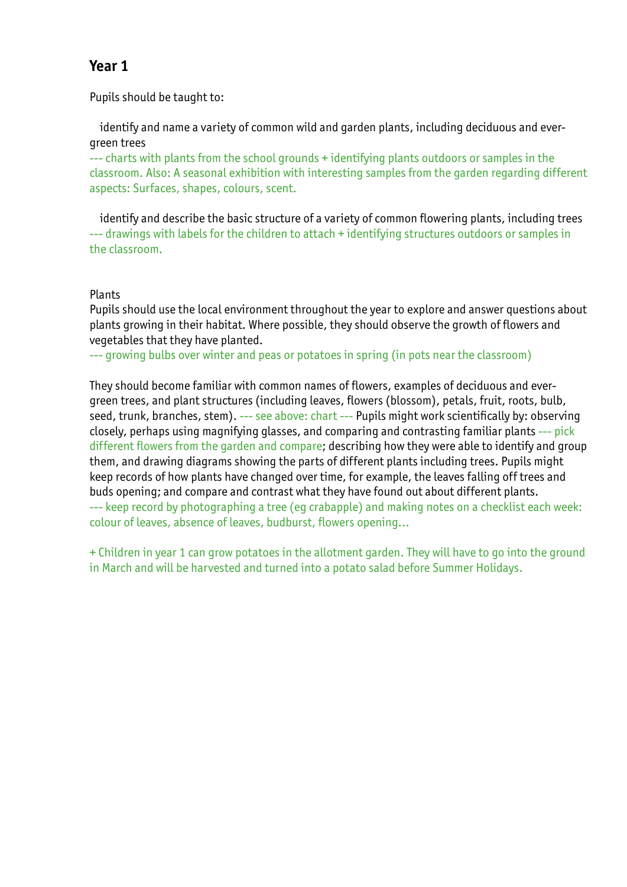## Year 1

Pupils should be taught to:

identify and name a variety of common wild and garden plants, including deciduous and evergreen trees
--- charts with plants from the school grounds + identifying plants outdoors or samples in the classroom. Also: A seasonal exhibition with interesting samples from the garden regarding different aspects: Surfaces, shapes, colours, scent.

identify and describe the basic structure of a variety of common flowering plants, including trees
--- drawings with labels for the children to attach + identifying structures outdoors or samples in the classroom.

Plants
Pupils should use the local environment throughout the year to explore and answer questions about plants growing in their habitat. Where possible, they should observe the growth of flowers and vegetables that they have planted.
--- growing bulbs over winter and peas or potatoes in spring (in pots near the classroom)

They should become familiar with common names of flowers, examples of deciduous and evergreen trees, and plant structures (including leaves, flowers (blossom), petals, fruit, roots, bulb, seed, trunk, branches, stem). --- see above: chart --- Pupils might work scientifically by: observing closely, perhaps using magnifying glasses, and comparing and contrasting familiar plants --- pick different flowers from the garden and compare; describing how they were able to identify and group them, and drawing diagrams showing the parts of different plants including trees. Pupils might keep records of how plants have changed over time, for example, the leaves falling off trees and buds opening; and compare and contrast what they have found out about different plants.
--- keep record by photographing a tree (eg crabapple) and making notes on a checklist each week: colour of leaves, absence of leaves, budburst, flowers opening…

+ Children in year 1 can grow potatoes in the allotment garden. They will have to go into the ground in March and will be harvested and turned into a potato salad before Summer Holidays.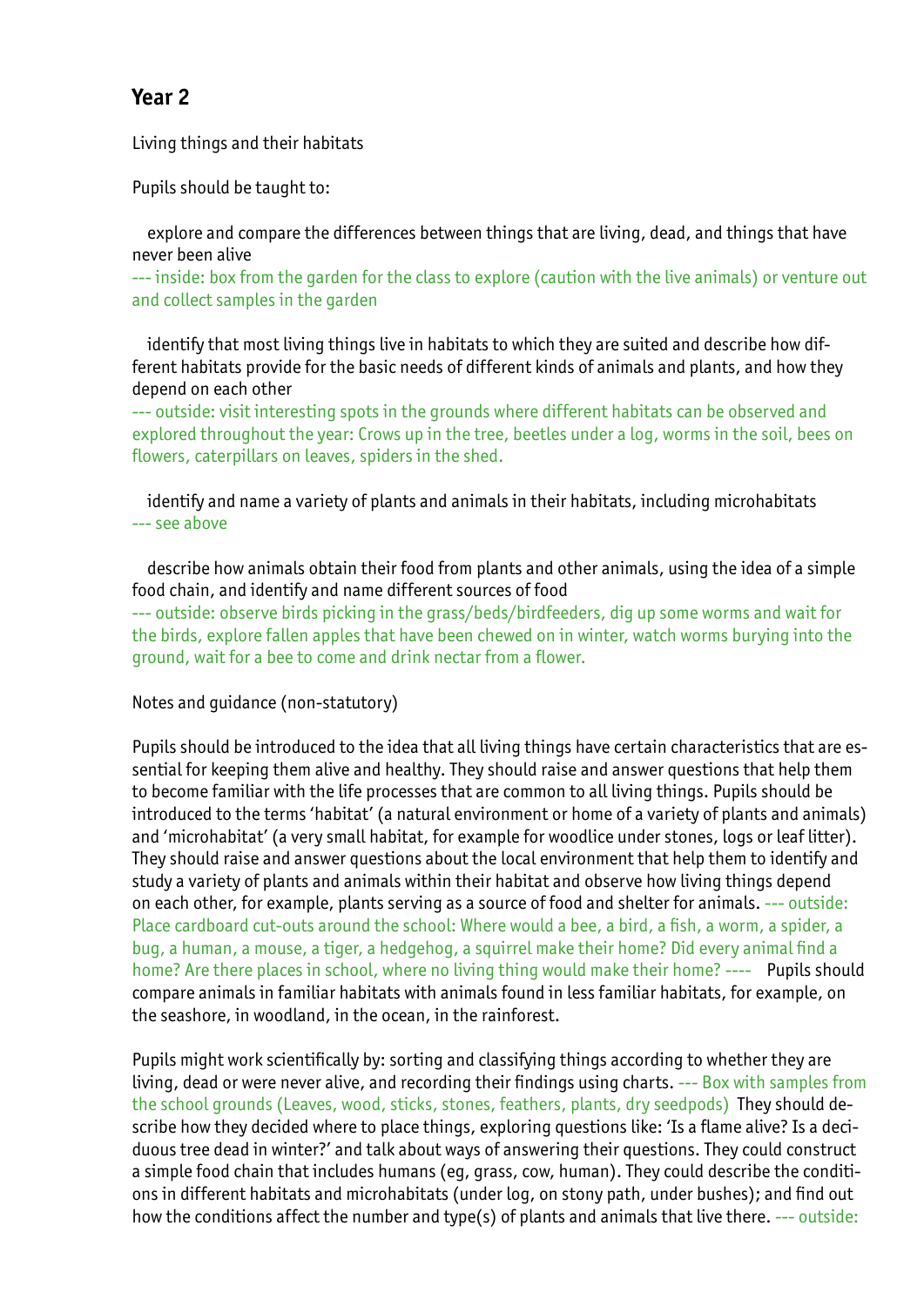## Year 2

Living things and their habitats

Pupils should be taught to:

explore and compare the differences between things that are living, dead, and things that have never been alive
--- inside: box from the garden for the class to explore (caution with the live animals) or venture out and collect samples in the garden

identify that most living things live in habitats to which they are suited and describe how different habitats provide for the basic needs of different kinds of animals and plants, and how they depend on each other
--- outside: visit interesting spots in the grounds where different habitats can be observed and explored throughout the year: Crows up in the tree, beetles under a log, worms in the soil, bees on flowers, caterpillars on leaves, spiders in the shed.

identify and name a variety of plants and animals in their habitats, including microhabitats
--- see above

describe how animals obtain their food from plants and other animals, using the idea of a simple food chain, and identify and name different sources of food
--- outside: observe birds picking in the grass/beds/birdfeeders, dig up some worms and wait for the birds, explore fallen apples that have been chewed on in winter, watch worms burying into the ground, wait for a bee to come and drink nectar from a flower.

Notes and guidance (non-statutory)

Pupils should be introduced to the idea that all living things have certain characteristics that are essential for keeping them alive and healthy. They should raise and answer questions that help them to become familiar with the life processes that are common to all living things. Pupils should be introduced to the terms 'habitat' (a natural environment or home of a variety of plants and animals) and 'microhabitat' (a very small habitat, for example for woodlice under stones, logs or leaf litter). They should raise and answer questions about the local environment that help them to identify and study a variety of plants and animals within their habitat and observe how living things depend on each other, for example, plants serving as a source of food and shelter for animals. --- outside: Place cardboard cut-outs around the school: Where would a bee, a bird, a fish, a worm, a spider, a bug, a human, a mouse, a tiger, a hedgehog, a squirrel make their home? Did every animal find a home? Are there places in school, where no living thing would make their home? ---- Pupils should compare animals in familiar habitats with animals found in less familiar habitats, for example, on the seashore, in woodland, in the ocean, in the rainforest.

Pupils might work scientifically by: sorting and classifying things according to whether they are living, dead or were never alive, and recording their findings using charts. --- Box with samples from the school grounds (Leaves, wood, sticks, stones, feathers, plants, dry seedpods) They should describe how they decided where to place things, exploring questions like: 'Is a flame alive? Is a deciduous tree dead in winter?' and talk about ways of answering their questions. They could construct a simple food chain that includes humans (eg, grass, cow, human). They could describe the conditions in different habitats and microhabitats (under log, on stony path, under bushes); and find out how the conditions affect the number and type(s) of plants and animals that live there. --- outside: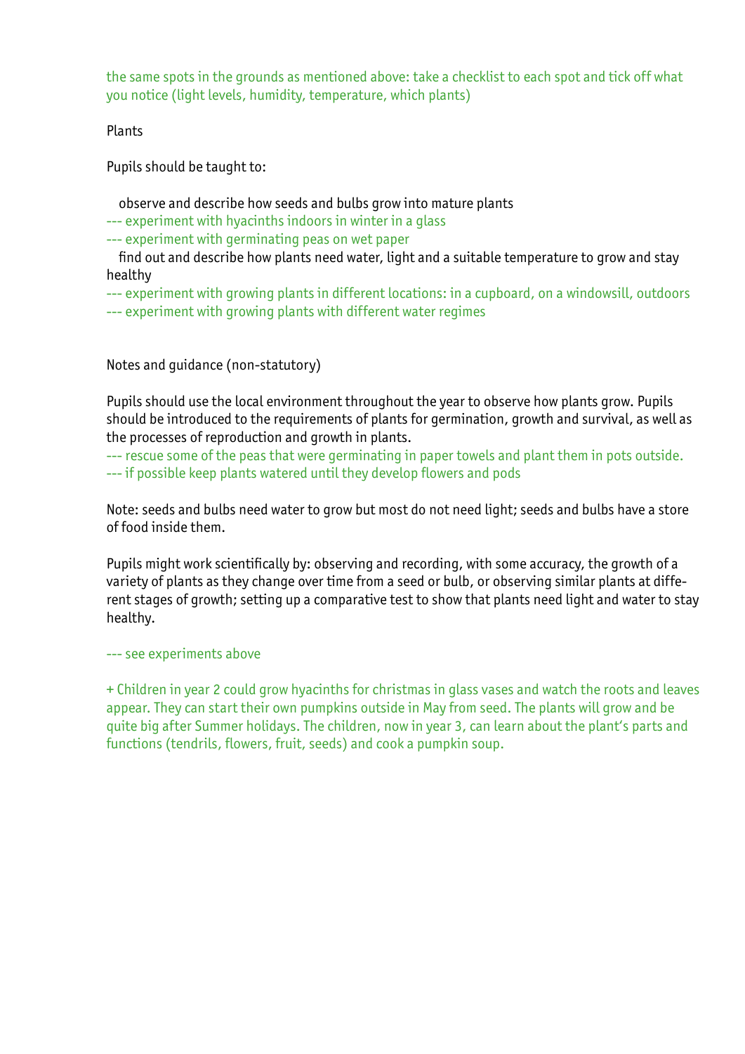the same spots in the grounds as mentioned above: take a checklist to each spot and tick off what you notice (light levels, humidity, temperature, which plants)

Plants

Pupils should be taught to:

- observe and describe how seeds and bulbs grow into mature plants

--- experiment with hyacinths indoors in winter in a glass

--- experiment with germinating peas on wet paper

- find out and describe how plants need water, light and a suitable temperature to grow and stay healthy

--- experiment with growing plants in different locations: in a cupboard, on a windowsill, outdoors

--- experiment with growing plants with different water regimes

Notes and guidance (non-statutory)

Pupils should use the local environment throughout the year to observe how plants grow. Pupils should be introduced to the requirements of plants for germination, growth and survival, as well as the processes of reproduction and growth in plants.

--- rescue some of the peas that were germinating in paper towels and plant them in pots outside.

--- if possible keep plants watered until they develop flowers and pods

Note: seeds and bulbs need water to grow but most do not need light; seeds and bulbs have a store of food inside them.

Pupils might work scientifically by: observing and recording, with some accuracy, the growth of a variety of plants as they change over time from a seed or bulb, or observing similar plants at different stages of growth; setting up a comparative test to show that plants need light and water to stay healthy.

--- see experiments above

+ Children in year 2 could grow hyacinths for christmas in glass vases and watch the roots and leaves appear. They can start their own pumpkins outside in May from seed. The plants will grow and be quite big after Summer holidays. The children, now in year 3, can learn about the plant's parts and functions (tendrils, flowers, fruit, seeds) and cook a pumpkin soup.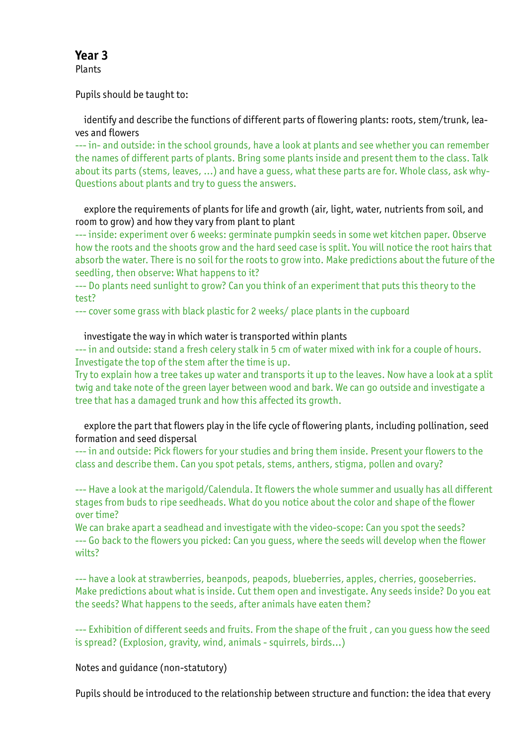## Year 3

Plants

Pupils should be taught to:

- identify and describe the functions of different parts of flowering plants: roots, stem/trunk, leaves and flowers

--- in- and outside: in the school grounds, have a look at plants and see whether you can remember the names of different parts of plants. Bring some plants inside and present them to the class. Talk about its parts (stems, leaves, ...) and have a guess, what these parts are for. Whole class, ask why-Questions about plants and try to guess the answers.

- explore the requirements of plants for life and growth (air, light, water, nutrients from soil, and room to grow) and how they vary from plant to plant

--- inside: experiment over 6 weeks: germinate pumpkin seeds in some wet kitchen paper. Observe how the roots and the shoots grow and the hard seed case is split. You will notice the root hairs that absorb the water. There is no soil for the roots to grow into. Make predictions about the future of the seedling, then observe: What happens to it?

--- Do plants need sunlight to grow? Can you think of an experiment that puts this theory to the test?

--- cover some grass with black plastic for 2 weeks/ place plants in the cupboard

- investigate the way in which water is transported within plants

--- in and outside: stand a fresh celery stalk in 5 cm of water mixed with ink for a couple of hours. Investigate the top of the stem after the time is up.

Try to explain how a tree takes up water and transports it up to the leaves. Now have a look at a split twig and take note of the green layer between wood and bark. We can go outside and investigate a tree that has a damaged trunk and how this affected its growth.

- explore the part that flowers play in the life cycle of flowering plants, including pollination, seed formation and seed dispersal

--- in and outside: Pick flowers for your studies and bring them inside. Present your flowers to the class and describe them. Can you spot petals, stems, anthers, stigma, pollen and ovary?

--- Have a look at the marigold/Calendula. It flowers the whole summer and usually has all different stages from buds to ripe seedheads. What do you notice about the color and shape of the flower over time?

We can brake apart a seadhead and investigate with the video-scope: Can you spot the seeds?

--- Go back to the flowers you picked: Can you guess, where the seeds will develop when the flower wilts?

--- have a look at strawberries, beanpods, peapods, blueberries, apples, cherries, gooseberries. Make predictions about what is inside. Cut them open and investigate. Any seeds inside? Do you eat the seeds? What happens to the seeds, after animals have eaten them?

--- Exhibition of different seeds and fruits. From the shape of the fruit , can you guess how the seed is spread? (Explosion, gravity, wind, animals - squirrels, birds...)

Notes and guidance (non-statutory)

Pupils should be introduced to the relationship between structure and function: the idea that every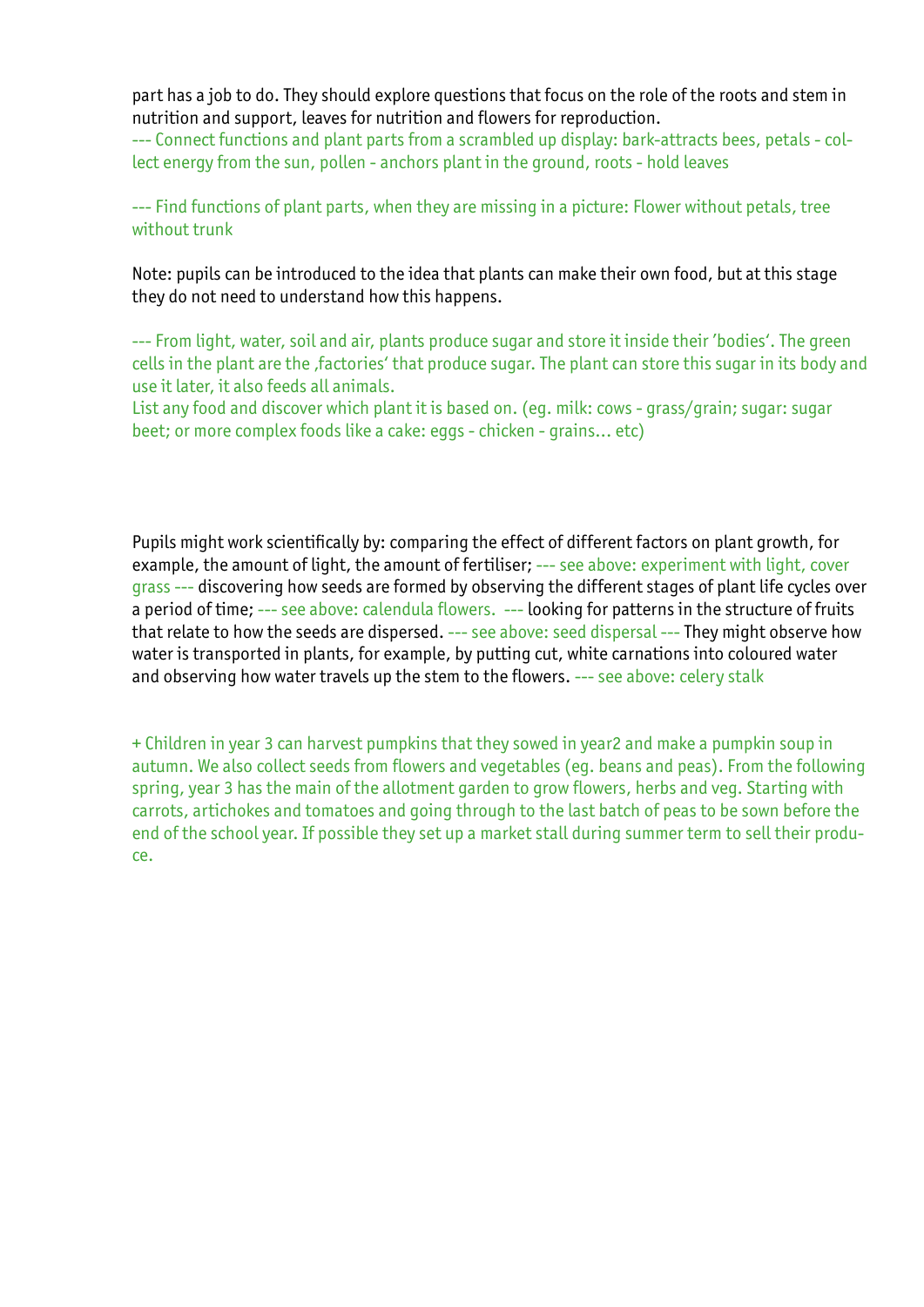part has a job to do. They should explore questions that focus on the role of the roots and stem in nutrition and support, leaves for nutrition and flowers for reproduction.
--- Connect functions and plant parts from a scrambled up display: bark-attracts bees, petals - collect energy from the sun, pollen - anchors plant in the ground, roots - hold leaves

--- Find functions of plant parts, when they are missing in a picture: Flower without petals, tree without trunk

Note: pupils can be introduced to the idea that plants can make their own food, but at this stage they do not need to understand how this happens.

--- From light, water, soil and air, plants produce sugar and store it inside their 'bodies'. The green cells in the plant are the ‚factories' that produce sugar. The plant can store this sugar in its body and use it later, it also feeds all animals.
List any food and discover which plant it is based on. (eg. milk: cows - grass/grain; sugar: sugar beet; or more complex foods like a cake: eggs - chicken - grains... etc)

Pupils might work scientifically by: comparing the effect of different factors on plant growth, for example, the amount of light, the amount of fertiliser; --- see above: experiment with light, cover grass --- discovering how seeds are formed by observing the different stages of plant life cycles over a period of time; --- see above: calendula flowers. --- looking for patterns in the structure of fruits that relate to how the seeds are dispersed. --- see above: seed dispersal --- They might observe how water is transported in plants, for example, by putting cut, white carnations into coloured water and observing how water travels up the stem to the flowers. --- see above: celery stalk

+ Children in year 3 can harvest pumpkins that they sowed in year2 and make a pumpkin soup in autumn. We also collect seeds from flowers and vegetables (eg. beans and peas). From the following spring, year 3 has the main of the allotment garden to grow flowers, herbs and veg. Starting with carrots, artichokes and tomatoes and going through to the last batch of peas to be sown before the end of the school year. If possible they set up a market stall during summer term to sell their produce.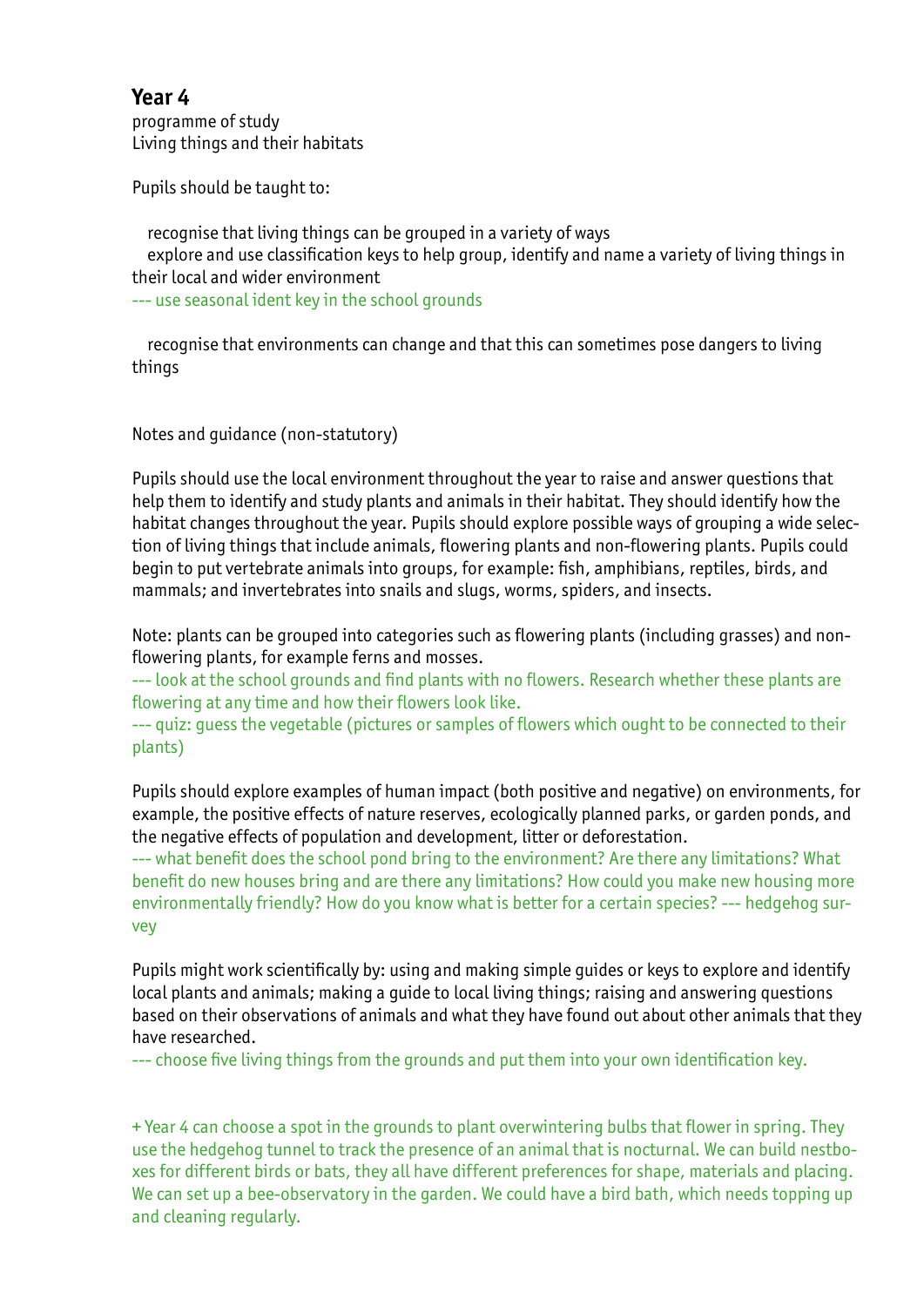## Year 4

programme of study
Living things and their habitats

Pupils should be taught to:

- recognise that living things can be grouped in a variety of ways
- explore and use classification keys to help group, identify and name a variety of living things in their local and wider environment

--- use seasonal ident key in the school grounds

- recognise that environments can change and that this can sometimes pose dangers to living things

Notes and guidance (non-statutory)

Pupils should use the local environment throughout the year to raise and answer questions that help them to identify and study plants and animals in their habitat. They should identify how the habitat changes throughout the year. Pupils should explore possible ways of grouping a wide selection of living things that include animals, flowering plants and non-flowering plants. Pupils could begin to put vertebrate animals into groups, for example: fish, amphibians, reptiles, birds, and mammals; and invertebrates into snails and slugs, worms, spiders, and insects.

Note: plants can be grouped into categories such as flowering plants (including grasses) and non-flowering plants, for example ferns and mosses.

--- look at the school grounds and find plants with no flowers. Research whether these plants are flowering at any time and how their flowers look like.

--- quiz: guess the vegetable (pictures or samples of flowers which ought to be connected to their plants)

Pupils should explore examples of human impact (both positive and negative) on environments, for example, the positive effects of nature reserves, ecologically planned parks, or garden ponds, and the negative effects of population and development, litter or deforestation.

--- what benefit does the school pond bring to the environment? Are there any limitations? What benefit do new houses bring and are there any limitations? How could you make new housing more environmentally friendly? How do you know what is better for a certain species? --- hedgehog survey

Pupils might work scientifically by: using and making simple guides or keys to explore and identify local plants and animals; making a guide to local living things; raising and answering questions based on their observations of animals and what they have found out about other animals that they have researched.

--- choose five living things from the grounds and put them into your own identification key.

+ Year 4 can choose a spot in the grounds to plant overwintering bulbs that flower in spring. They use the hedgehog tunnel to track the presence of an animal that is nocturnal. We can build nestboxes for different birds or bats, they all have different preferences for shape, materials and placing. We can set up a bee-observatory in the garden. We could have a bird bath, which needs topping up and cleaning regularly.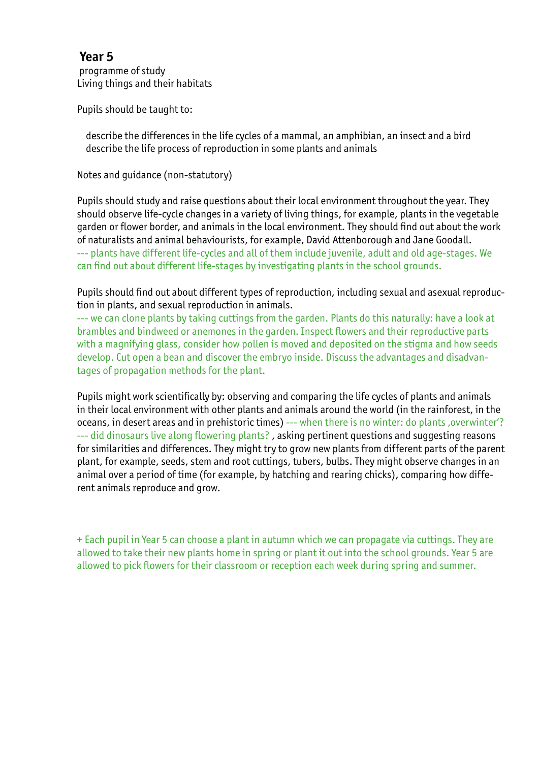## Year 5

programme of study
Living things and their habitats

Pupils should be taught to:

describe the differences in the life cycles of a mammal, an amphibian, an insect and a bird
describe the life process of reproduction in some plants and animals

Notes and guidance (non-statutory)

Pupils should study and raise questions about their local environment throughout the year. They should observe life-cycle changes in a variety of living things, for example, plants in the vegetable garden or flower border, and animals in the local environment. They should find out about the work of naturalists and animal behaviourists, for example, David Attenborough and Jane Goodall.
--- plants have different life-cycles and all of them include juvenile, adult and old age-stages. We can find out about different life-stages by investigating plants in the school grounds.

Pupils should find out about different types of reproduction, including sexual and asexual reproduction in plants, and sexual reproduction in animals.
--- we can clone plants by taking cuttings from the garden. Plants do this naturally: have a look at brambles and bindweed or anemones in the garden. Inspect flowers and their reproductive parts with a magnifying glass, consider how pollen is moved and deposited on the stigma and how seeds develop. Cut open a bean and discover the embryo inside. Discuss the advantages and disadvantages of propagation methods for the plant.

Pupils might work scientifically by: observing and comparing the life cycles of plants and animals in their local environment with other plants and animals around the world (in the rainforest, in the oceans, in desert areas and in prehistoric times) --- when there is no winter: do plants ‚overwinter'? --- did dinosaurs live along flowering plants? , asking pertinent questions and suggesting reasons for similarities and differences. They might try to grow new plants from different parts of the parent plant, for example, seeds, stem and root cuttings, tubers, bulbs. They might observe changes in an animal over a period of time (for example, by hatching and rearing chicks), comparing how different animals reproduce and grow.

+ Each pupil in Year 5 can choose a plant in autumn which we can propagate via cuttings. They are allowed to take their new plants home in spring or plant it out into the school grounds. Year 5 are allowed to pick flowers for their classroom or reception each week during spring and summer.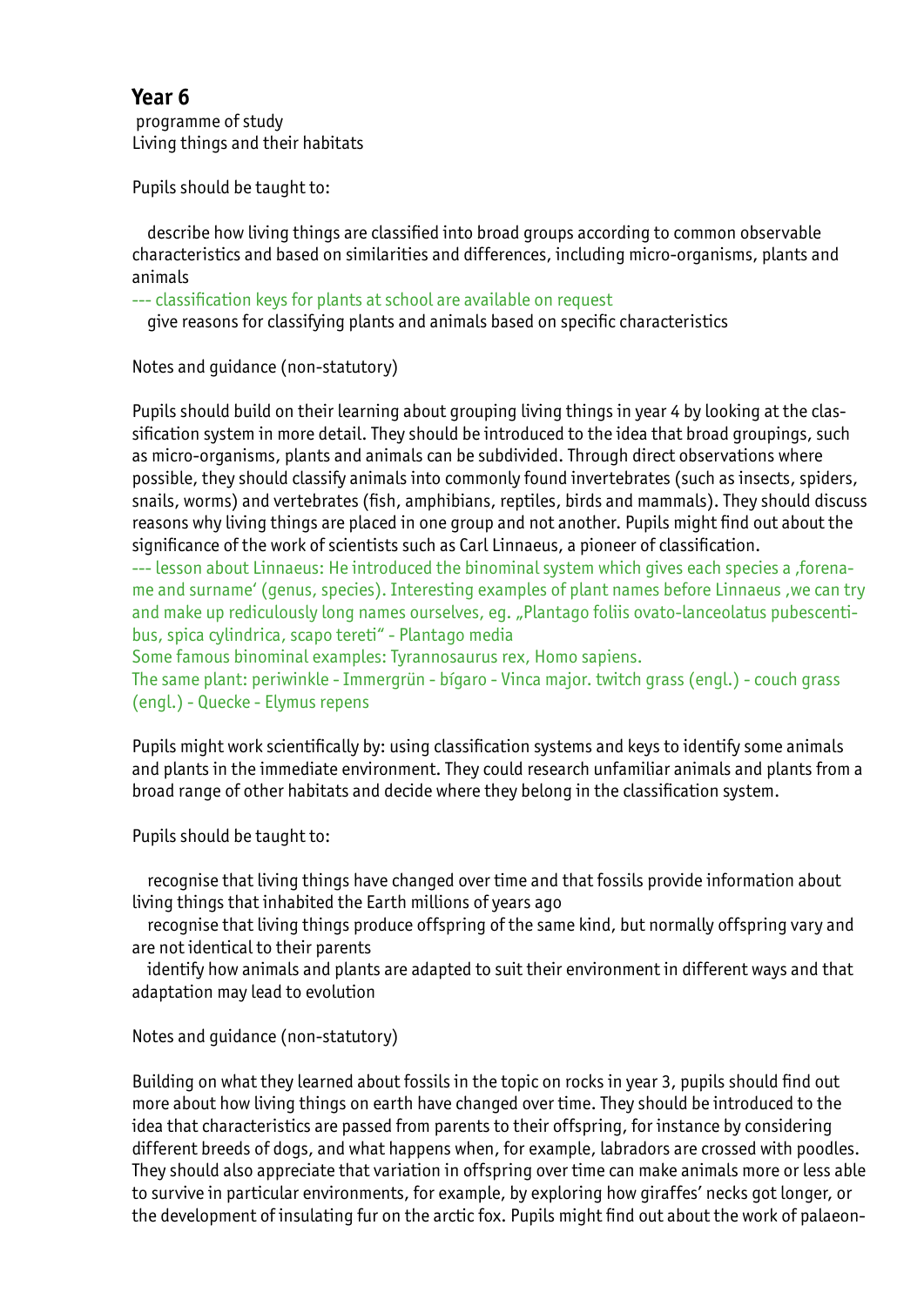## Year 6

programme of study
Living things and their habitats

Pupils should be taught to:

- describe how living things are classified into broad groups according to common observable characteristics and based on similarities and differences, including micro-organisms, plants and animals

--- classification keys for plants at school are available on request

- give reasons for classifying plants and animals based on specific characteristics

Notes and guidance (non-statutory)

Pupils should build on their learning about grouping living things in year 4 by looking at the classification system in more detail. They should be introduced to the idea that broad groupings, such as micro-organisms, plants and animals can be subdivided. Through direct observations where possible, they should classify animals into commonly found invertebrates (such as insects, spiders, snails, worms) and vertebrates (fish, amphibians, reptiles, birds and mammals). They should discuss reasons why living things are placed in one group and not another. Pupils might find out about the significance of the work of scientists such as Carl Linnaeus, a pioneer of classification.

--- lesson about Linnaeus: He introduced the binominal system which gives each species a ‚forename and surname' (genus, species). Interesting examples of plant names before Linnaeus ,we can try and make up rediculously long names ourselves, eg. „Plantago foliis ovato-lanceolatus pubescentibus, spica cylindrica, scapo tereti" - Plantago media

Some famous binominal examples: Tyrannosaurus rex, Homo sapiens.

The same plant: periwinkle - Immergrün - bígaro - Vinca major. twitch grass (engl.) - couch grass (engl.) - Quecke - Elymus repens

Pupils might work scientifically by: using classification systems and keys to identify some animals and plants in the immediate environment. They could research unfamiliar animals and plants from a broad range of other habitats and decide where they belong in the classification system.

Pupils should be taught to:

- recognise that living things have changed over time and that fossils provide information about living things that inhabited the Earth millions of years ago
- recognise that living things produce offspring of the same kind, but normally offspring vary and are not identical to their parents
- identify how animals and plants are adapted to suit their environment in different ways and that adaptation may lead to evolution

Notes and guidance (non-statutory)

Building on what they learned about fossils in the topic on rocks in year 3, pupils should find out more about how living things on earth have changed over time. They should be introduced to the idea that characteristics are passed from parents to their offspring, for instance by considering different breeds of dogs, and what happens when, for example, labradors are crossed with poodles. They should also appreciate that variation in offspring over time can make animals more or less able to survive in particular environments, for example, by exploring how giraffes' necks got longer, or the development of insulating fur on the arctic fox. Pupils might find out about the work of palaeon-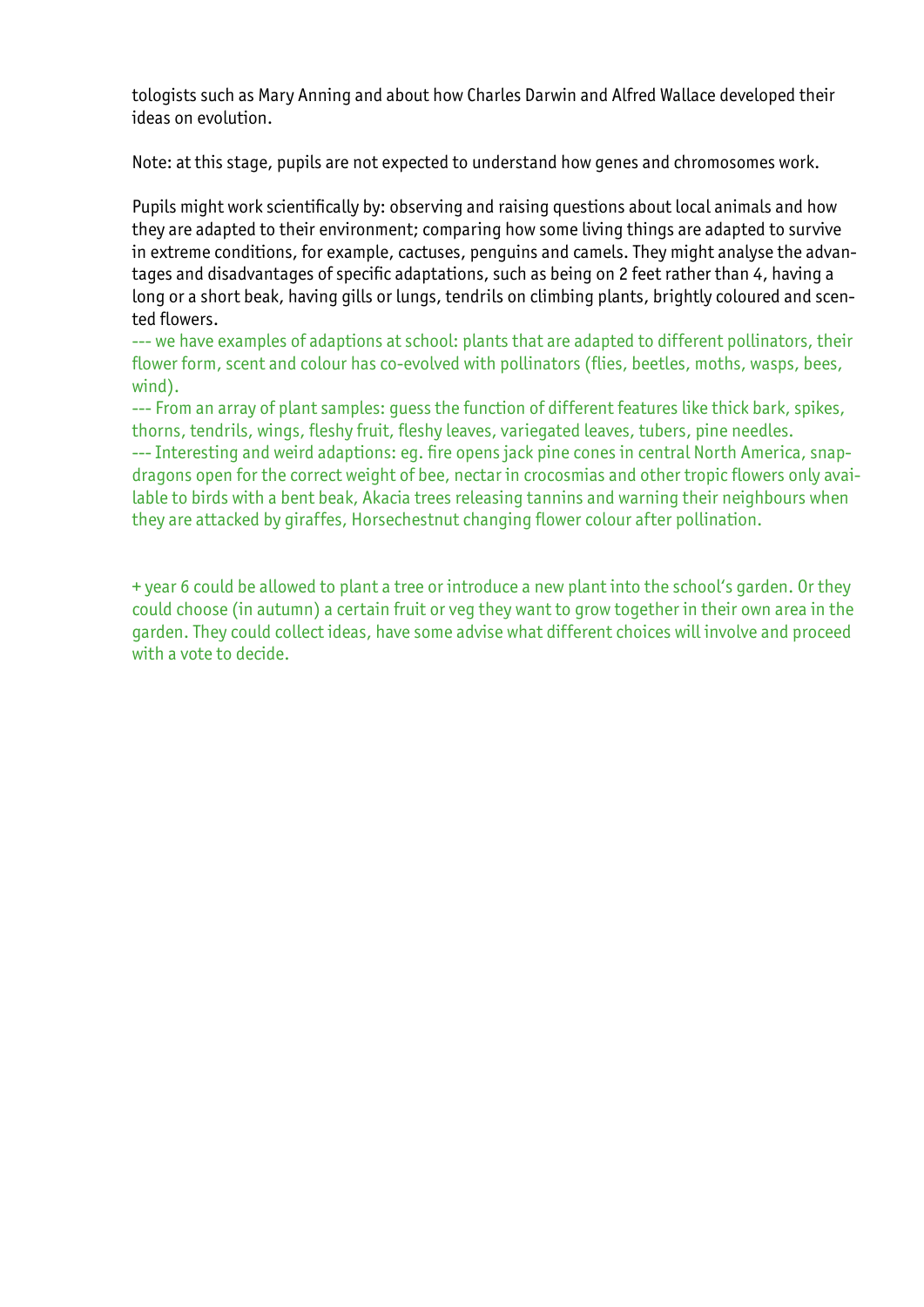tologists such as Mary Anning and about how Charles Darwin and Alfred Wallace developed their ideas on evolution.

Note: at this stage, pupils are not expected to understand how genes and chromosomes work.

Pupils might work scientifically by: observing and raising questions about local animals and how they are adapted to their environment; comparing how some living things are adapted to survive in extreme conditions, for example, cactuses, penguins and camels. They might analyse the advantages and disadvantages of specific adaptations, such as being on 2 feet rather than 4, having a long or a short beak, having gills or lungs, tendrils on climbing plants, brightly coloured and scented flowers.

--- we have examples of adaptions at school: plants that are adapted to different pollinators, their flower form, scent and colour has co-evolved with pollinators (flies, beetles, moths, wasps, bees, wind).

--- From an array of plant samples: guess the function of different features like thick bark, spikes, thorns, tendrils, wings, fleshy fruit, fleshy leaves, variegated leaves, tubers, pine needles.

--- Interesting and weird adaptions: eg. fire opens jack pine cones in central North America, snapdragons open for the correct weight of bee, nectar in crocosmias and other tropic flowers only available to birds with a bent beak, Akacia trees releasing tannins and warning their neighbours when they are attacked by giraffes, Horsechestnut changing flower colour after pollination.

+ year 6 could be allowed to plant a tree or introduce a new plant into the school's garden. Or they could choose (in autumn) a certain fruit or veg they want to grow together in their own area in the garden. They could collect ideas, have some advise what different choices will involve and proceed with a vote to decide.